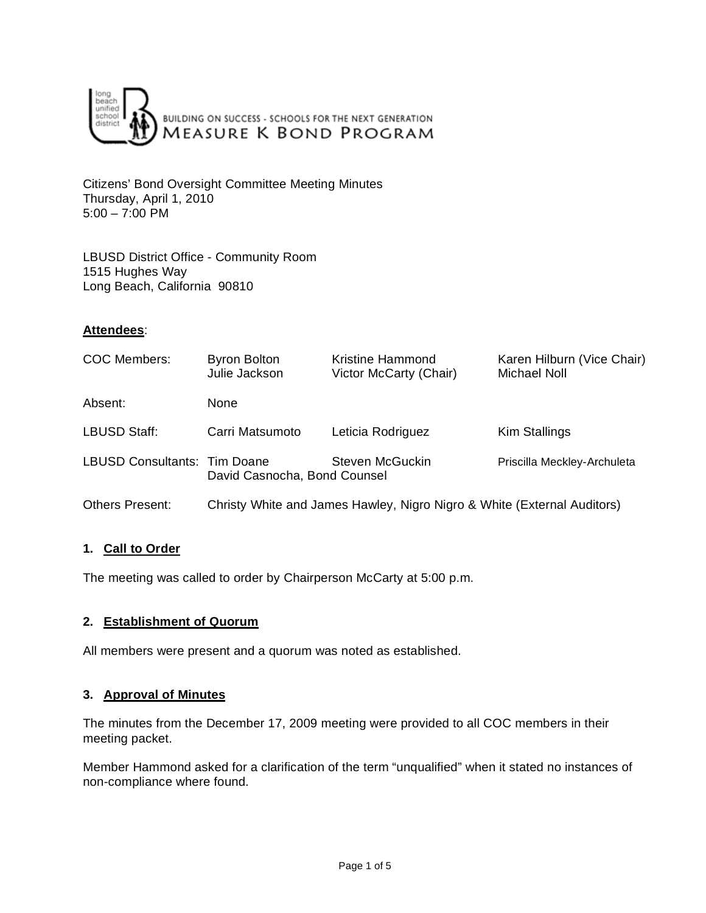BUILDING ON SUCCESS - SCHOOLS FOR THE NEXT GENERATION
MEASURE K BOND PROGRAM

Citizens' Bond Oversight Committee Meeting Minutes
Thursday, April 1, 2010
5:00 – 7:00 PM

LBUSD District Office - Community Room
1515 Hughes Way
Long Beach, California 90810

**Attendees**:

| | | | |
|---|---|---|---|
| COC Members: | Byron Bolton<br>Julie Jackson | Kristine Hammond<br>Victor McCarty (Chair) | Karen Hilburn (Vice Chair)<br>Michael Noll |
| Absent: | None | | |
| LBUSD Staff: | Carri Matsumoto | Leticia Rodriguez | Kim Stallings |
| LBUSD Consultants: | Tim Doane<br>David Casnocha, Bond Counsel | Steven McGuckin | Priscilla Meckley-Archuleta |
| Others Present: | Christy White and James Hawley, Nigro Nigro & White (External Auditors) | | |

### 1. Call to Order

The meeting was called to order by Chairperson McCarty at 5:00 p.m.

### 2. Establishment of Quorum

All members were present and a quorum was noted as established.

### 3. Approval of Minutes

The minutes from the December 17, 2009 meeting were provided to all COC members in their meeting packet.

Member Hammond asked for a clarification of the term "unqualified" when it stated no instances of non-compliance where found.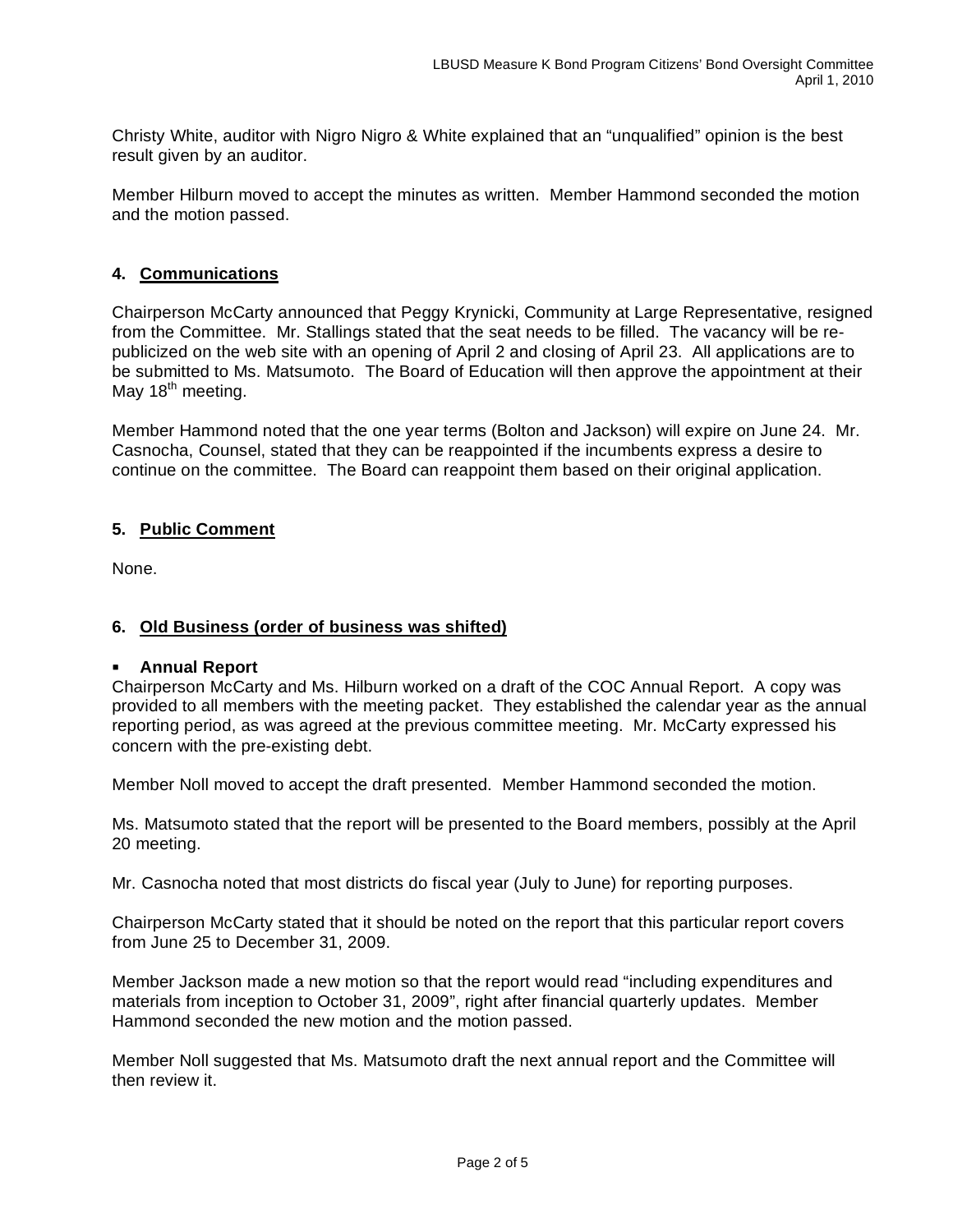Christy White, auditor with Nigro Nigro & White explained that an "unqualified" opinion is the best result given by an auditor.

Member Hilburn moved to accept the minutes as written. Member Hammond seconded the motion and the motion passed.

## 4. Communications

Chairperson McCarty announced that Peggy Krynicki, Community at Large Representative, resigned from the Committee. Mr. Stallings stated that the seat needs to be filled. The vacancy will be re-publicized on the web site with an opening of April 2 and closing of April 23. All applications are to be submitted to Ms. Matsumoto. The Board of Education will then approve the appointment at their May 18th meeting.

Member Hammond noted that the one year terms (Bolton and Jackson) will expire on June 24. Mr. Casnocha, Counsel, stated that they can be reappointed if the incumbents express a desire to continue on the committee. The Board can reappoint them based on their original application.

## 5. Public Comment

None.

## 6. Old Business (order of business was shifted)

- **Annual Report**

Chairperson McCarty and Ms. Hilburn worked on a draft of the COC Annual Report. A copy was provided to all members with the meeting packet. They established the calendar year as the annual reporting period, as was agreed at the previous committee meeting. Mr. McCarty expressed his concern with the pre-existing debt.

Member Noll moved to accept the draft presented. Member Hammond seconded the motion.

Ms. Matsumoto stated that the report will be presented to the Board members, possibly at the April 20 meeting.

Mr. Casnocha noted that most districts do fiscal year (July to June) for reporting purposes.

Chairperson McCarty stated that it should be noted on the report that this particular report covers from June 25 to December 31, 2009.

Member Jackson made a new motion so that the report would read "including expenditures and materials from inception to October 31, 2009", right after financial quarterly updates. Member Hammond seconded the new motion and the motion passed.

Member Noll suggested that Ms. Matsumoto draft the next annual report and the Committee will then review it.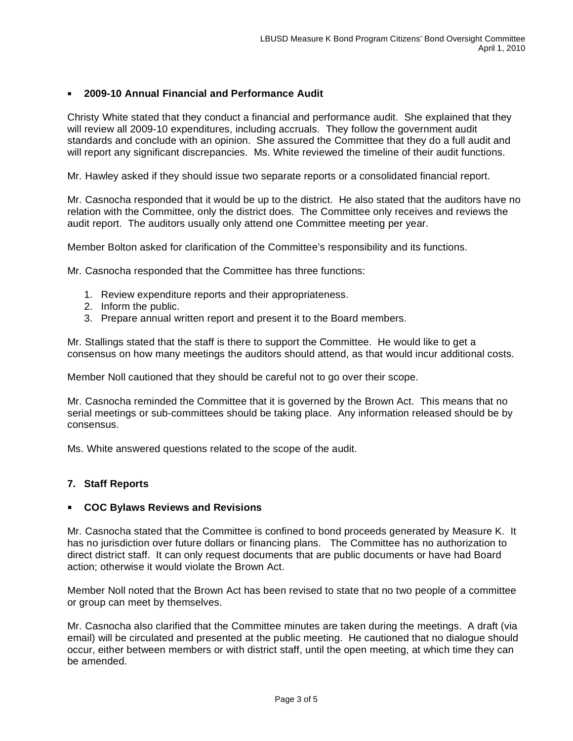- **2009-10 Annual Financial and Performance Audit**

Christy White stated that they conduct a financial and performance audit. She explained that they will review all 2009-10 expenditures, including accruals. They follow the government audit standards and conclude with an opinion. She assured the Committee that they do a full audit and will report any significant discrepancies. Ms. White reviewed the timeline of their audit functions.

Mr. Hawley asked if they should issue two separate reports or a consolidated financial report.

Mr. Casnocha responded that it would be up to the district. He also stated that the auditors have no relation with the Committee, only the district does. The Committee only receives and reviews the audit report. The auditors usually only attend one Committee meeting per year.

Member Bolton asked for clarification of the Committee's responsibility and its functions.

Mr. Casnocha responded that the Committee has three functions:

1. Review expenditure reports and their appropriateness.
2. Inform the public.
3. Prepare annual written report and present it to the Board members.

Mr. Stallings stated that the staff is there to support the Committee. He would like to get a consensus on how many meetings the auditors should attend, as that would incur additional costs.

Member Noll cautioned that they should be careful not to go over their scope.

Mr. Casnocha reminded the Committee that it is governed by the Brown Act. This means that no serial meetings or sub-committees should be taking place. Any information released should be by consensus.

Ms. White answered questions related to the scope of the audit.

## 7. Staff Reports

- **COC Bylaws Reviews and Revisions**

Mr. Casnocha stated that the Committee is confined to bond proceeds generated by Measure K. It has no jurisdiction over future dollars or financing plans. The Committee has no authorization to direct district staff. It can only request documents that are public documents or have had Board action; otherwise it would violate the Brown Act.

Member Noll noted that the Brown Act has been revised to state that no two people of a committee or group can meet by themselves.

Mr. Casnocha also clarified that the Committee minutes are taken during the meetings. A draft (via email) will be circulated and presented at the public meeting. He cautioned that no dialogue should occur, either between members or with district staff, until the open meeting, at which time they can be amended.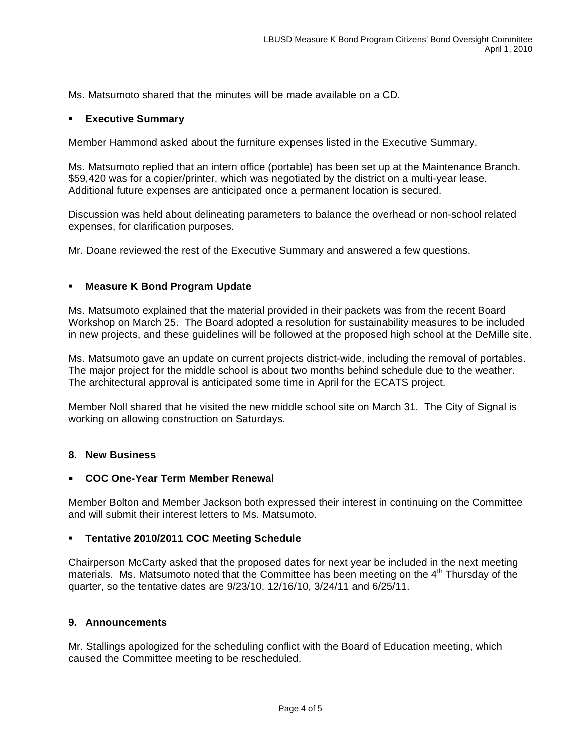Ms. Matsumoto shared that the minutes will be made available on a CD.

- **Executive Summary**

Member Hammond asked about the furniture expenses listed in the Executive Summary.

Ms. Matsumoto replied that an intern office (portable) has been set up at the Maintenance Branch. $59,420 was for a copier/printer, which was negotiated by the district on a multi-year lease. Additional future expenses are anticipated once a permanent location is secured.

Discussion was held about delineating parameters to balance the overhead or non-school related expenses, for clarification purposes.

Mr. Doane reviewed the rest of the Executive Summary and answered a few questions.

- **Measure K Bond Program Update**

Ms. Matsumoto explained that the material provided in their packets was from the recent Board Workshop on March 25. The Board adopted a resolution for sustainability measures to be included in new projects, and these guidelines will be followed at the proposed high school at the DeMille site.

Ms. Matsumoto gave an update on current projects district-wide, including the removal of portables. The major project for the middle school is about two months behind schedule due to the weather. The architectural approval is anticipated some time in April for the ECATS project.

Member Noll shared that he visited the new middle school site on March 31. The City of Signal is working on allowing construction on Saturdays.

## 8. New Business

- **COC One-Year Term Member Renewal**

Member Bolton and Member Jackson both expressed their interest in continuing on the Committee and will submit their interest letters to Ms. Matsumoto.

- **Tentative 2010/2011 COC Meeting Schedule**

Chairperson McCarty asked that the proposed dates for next year be included in the next meeting materials. Ms. Matsumoto noted that the Committee has been meeting on the 4th Thursday of the quarter, so the tentative dates are 9/23/10, 12/16/10, 3/24/11 and 6/25/11.

## 9. Announcements

Mr. Stallings apologized for the scheduling conflict with the Board of Education meeting, which caused the Committee meeting to be rescheduled.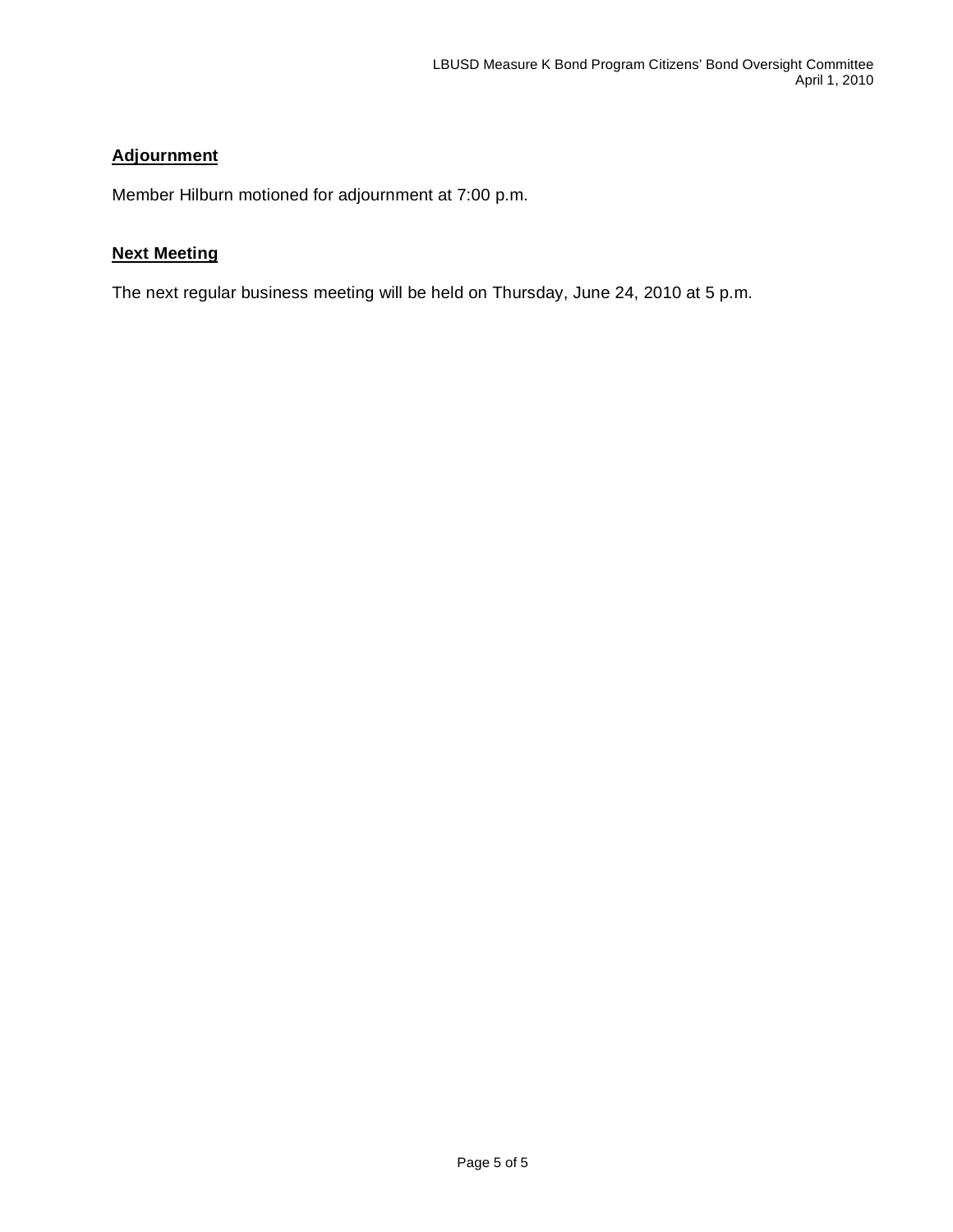**Adjournment**

Member Hilburn motioned for adjournment at 7:00 p.m.

**Next Meeting**

The next regular business meeting will be held on Thursday, June 24, 2010 at 5 p.m.